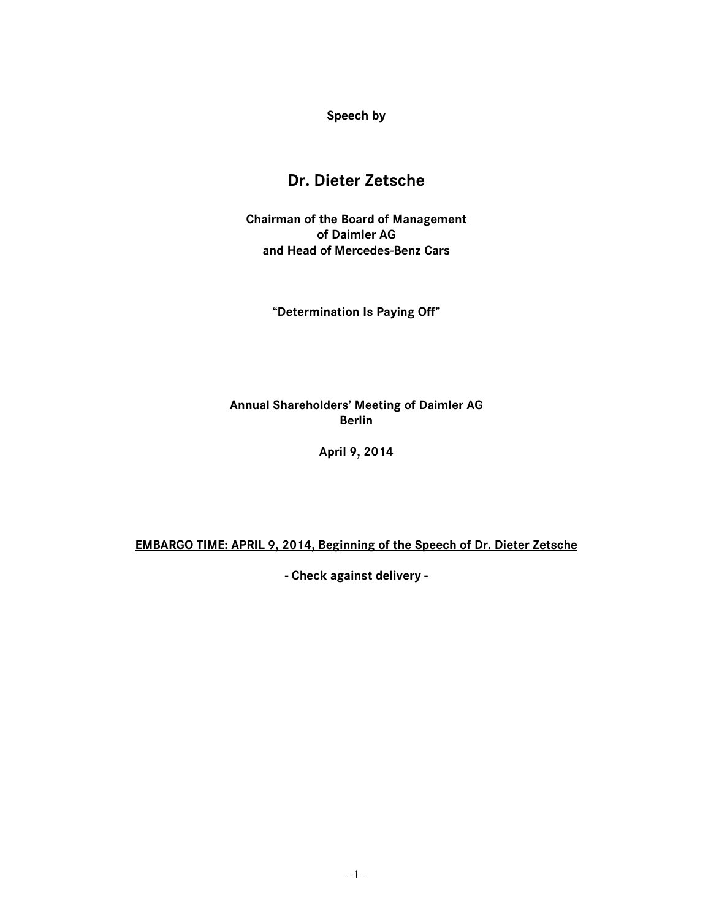**Speech by**

# Dr. Dieter Zetsche

**Chairman of the Board of Management of Daimler AG and Head of Mercedes-Benz Cars**

**"Determination Is Paying Off"**

**Annual Shareholders' Meeting of Daimler AG Berlin**

**April 9, 2014**

**EMBARGO TIME: APRIL 9, 2014, Beginning of the Speech of Dr. Dieter Zetsche**

**- Check against delivery -**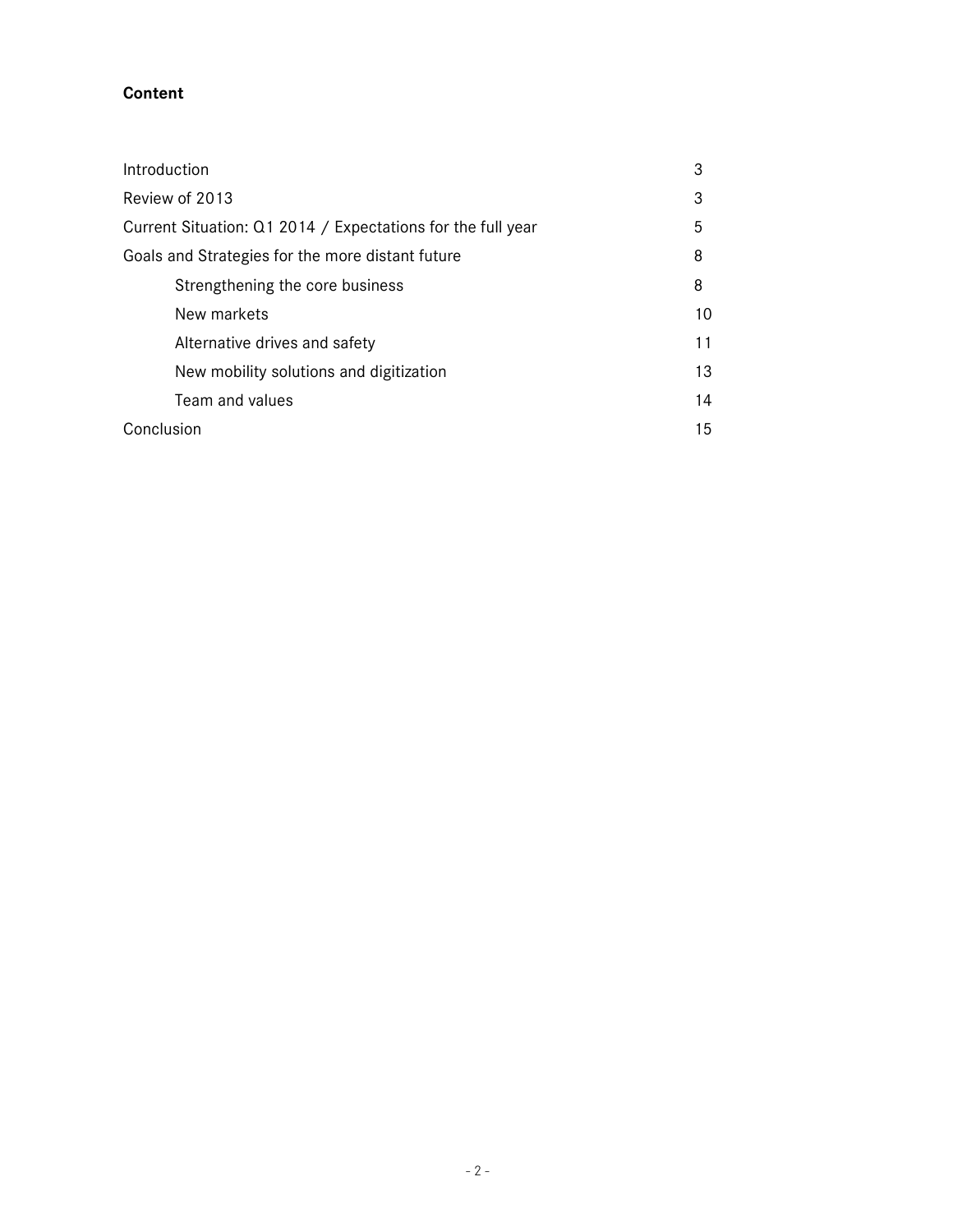**Content**

| | |
|---|---|
| Introduction | 3 |
| Review of 2013 | 3 |
| Current Situation: Q1 2014 / Expectations for the full year | 5 |
| Goals and Strategies for the more distant future | 8 |
| &nbsp;&nbsp;&nbsp;&nbsp;Strengthening the core business | 8 |
| &nbsp;&nbsp;&nbsp;&nbsp;New markets | 10 |
| &nbsp;&nbsp;&nbsp;&nbsp;Alternative drives and safety | 11 |
| &nbsp;&nbsp;&nbsp;&nbsp;New mobility solutions and digitization | 13 |
| &nbsp;&nbsp;&nbsp;&nbsp;Team and values | 14 |
| Conclusion | 15 |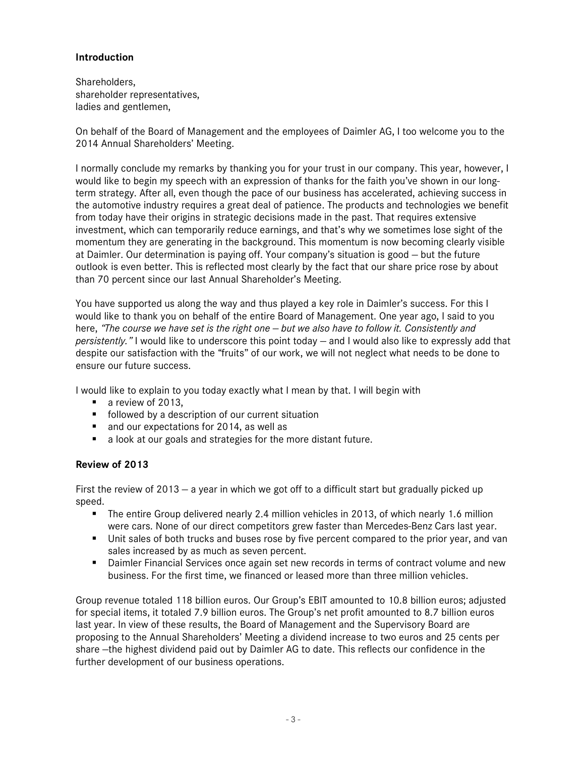## Introduction

Shareholders,
shareholder representatives,
ladies and gentlemen,

On behalf of the Board of Management and the employees of Daimler AG, I too welcome you to the 2014 Annual Shareholders' Meeting.

I normally conclude my remarks by thanking you for your trust in our company. This year, however, I would like to begin my speech with an expression of thanks for the faith you've shown in our long-term strategy. After all, even though the pace of our business has accelerated, achieving success in the automotive industry requires a great deal of patience. The products and technologies we benefit from today have their origins in strategic decisions made in the past. That requires extensive investment, which can temporarily reduce earnings, and that's why we sometimes lose sight of the momentum they are generating in the background. This momentum is now becoming clearly visible at Daimler. Our determination is paying off. Your company's situation is good – but the future outlook is even better. This is reflected most clearly by the fact that our share price rose by about than 70 percent since our last Annual Shareholder's Meeting.

You have supported us along the way and thus played a key role in Daimler's success. For this I would like to thank you on behalf of the entire Board of Management. One year ago, I said to you here, *"The course we have set is the right one – but we also have to follow it. Consistently and persistently."* I would like to underscore this point today – and I would also like to expressly add that despite our satisfaction with the "fruits" of our work, we will not neglect what needs to be done to ensure our future success.

I would like to explain to you today exactly what I mean by that. I will begin with

- a review of 2013,
- followed by a description of our current situation
- and our expectations for 2014, as well as
- a look at our goals and strategies for the more distant future.

## Review of 2013

First the review of 2013 – a year in which we got off to a difficult start but gradually picked up speed.

- The entire Group delivered nearly 2.4 million vehicles in 2013, of which nearly 1.6 million were cars. None of our direct competitors grew faster than Mercedes-Benz Cars last year.
- Unit sales of both trucks and buses rose by five percent compared to the prior year, and van sales increased by as much as seven percent.
- Daimler Financial Services once again set new records in terms of contract volume and new business. For the first time, we financed or leased more than three million vehicles.

Group revenue totaled 118 billion euros. Our Group's EBIT amounted to 10.8 billion euros; adjusted for special items, it totaled 7.9 billion euros. The Group's net profit amounted to 8.7 billion euros last year. In view of these results, the Board of Management and the Supervisory Board are proposing to the Annual Shareholders' Meeting a dividend increase to two euros and 25 cents per share –the highest dividend paid out by Daimler AG to date. This reflects our confidence in the further development of our business operations.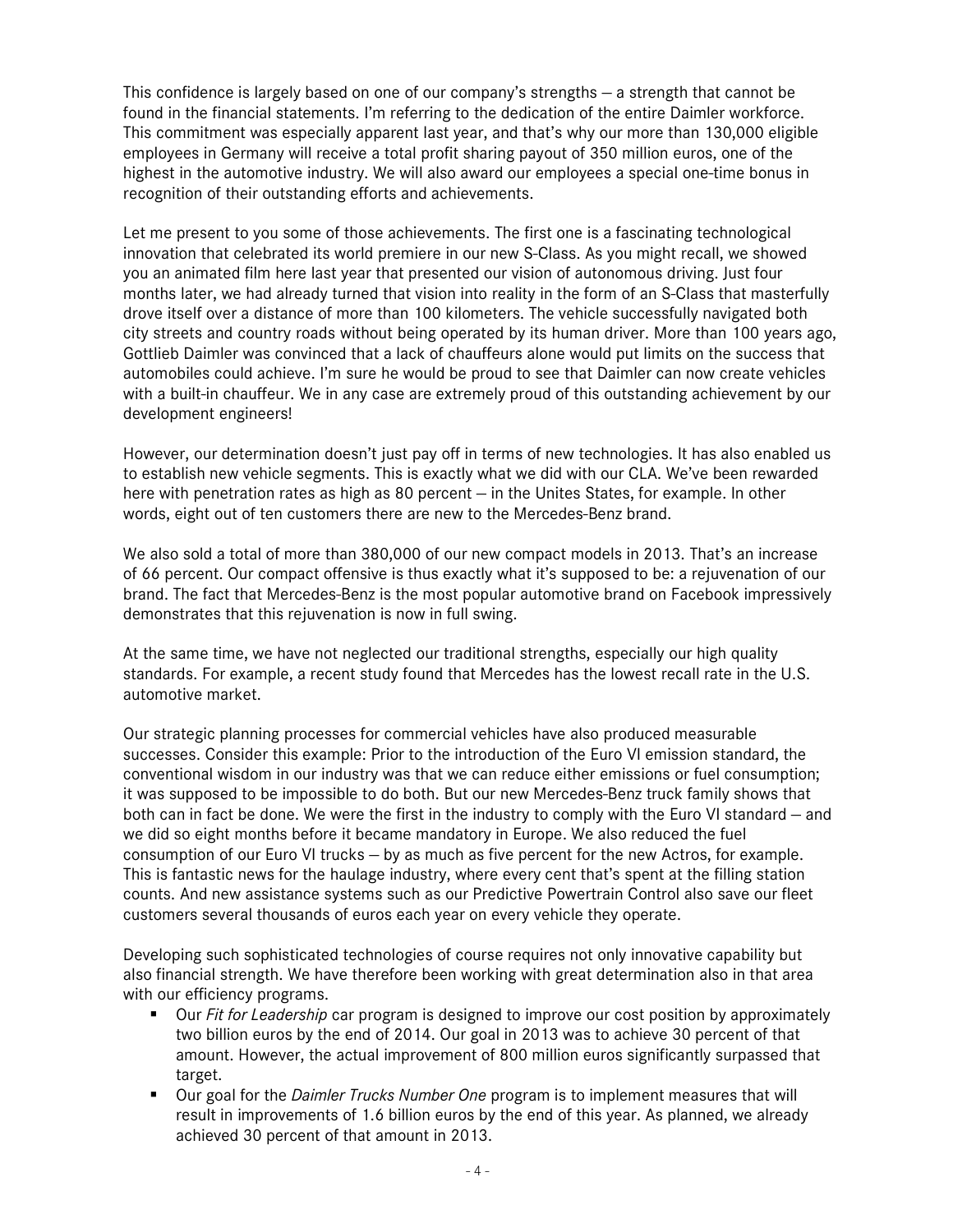This confidence is largely based on one of our company's strengths – a strength that cannot be found in the financial statements. I'm referring to the dedication of the entire Daimler workforce. This commitment was especially apparent last year, and that's why our more than 130,000 eligible employees in Germany will receive a total profit sharing payout of 350 million euros, one of the highest in the automotive industry. We will also award our employees a special one-time bonus in recognition of their outstanding efforts and achievements.

Let me present to you some of those achievements. The first one is a fascinating technological innovation that celebrated its world premiere in our new S-Class. As you might recall, we showed you an animated film here last year that presented our vision of autonomous driving. Just four months later, we had already turned that vision into reality in the form of an S-Class that masterfully drove itself over a distance of more than 100 kilometers. The vehicle successfully navigated both city streets and country roads without being operated by its human driver. More than 100 years ago, Gottlieb Daimler was convinced that a lack of chauffeurs alone would put limits on the success that automobiles could achieve. I'm sure he would be proud to see that Daimler can now create vehicles with a built-in chauffeur. We in any case are extremely proud of this outstanding achievement by our development engineers!

However, our determination doesn't just pay off in terms of new technologies. It has also enabled us to establish new vehicle segments. This is exactly what we did with our CLA. We've been rewarded here with penetration rates as high as 80 percent – in the Unites States, for example. In other words, eight out of ten customers there are new to the Mercedes-Benz brand.

We also sold a total of more than 380,000 of our new compact models in 2013. That's an increase of 66 percent. Our compact offensive is thus exactly what it's supposed to be: a rejuvenation of our brand. The fact that Mercedes-Benz is the most popular automotive brand on Facebook impressively demonstrates that this rejuvenation is now in full swing.

At the same time, we have not neglected our traditional strengths, especially our high quality standards. For example, a recent study found that Mercedes has the lowest recall rate in the U.S. automotive market.

Our strategic planning processes for commercial vehicles have also produced measurable successes. Consider this example: Prior to the introduction of the Euro VI emission standard, the conventional wisdom in our industry was that we can reduce either emissions or fuel consumption; it was supposed to be impossible to do both. But our new Mercedes-Benz truck family shows that both can in fact be done. We were the first in the industry to comply with the Euro VI standard – and we did so eight months before it became mandatory in Europe. We also reduced the fuel consumption of our Euro VI trucks – by as much as five percent for the new Actros, for example. This is fantastic news for the haulage industry, where every cent that's spent at the filling station counts. And new assistance systems such as our Predictive Powertrain Control also save our fleet customers several thousands of euros each year on every vehicle they operate.

Developing such sophisticated technologies of course requires not only innovative capability but also financial strength. We have therefore been working with great determination also in that area with our efficiency programs.

- Our *Fit for Leadership* car program is designed to improve our cost position by approximately two billion euros by the end of 2014. Our goal in 2013 was to achieve 30 percent of that amount. However, the actual improvement of 800 million euros significantly surpassed that target.
- Our goal for the *Daimler Trucks Number One* program is to implement measures that will result in improvements of 1.6 billion euros by the end of this year. As planned, we already achieved 30 percent of that amount in 2013.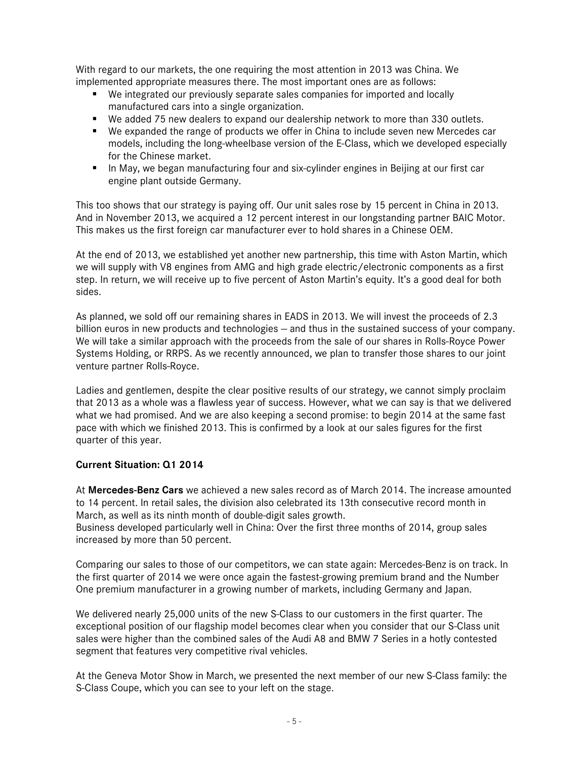With regard to our markets, the one requiring the most attention in 2013 was China. We implemented appropriate measures there. The most important ones are as follows:

- We integrated our previously separate sales companies for imported and locally manufactured cars into a single organization.
- We added 75 new dealers to expand our dealership network to more than 330 outlets.
- We expanded the range of products we offer in China to include seven new Mercedes car models, including the long-wheelbase version of the E-Class, which we developed especially for the Chinese market.
- In May, we began manufacturing four and six-cylinder engines in Beijing at our first car engine plant outside Germany.

This too shows that our strategy is paying off. Our unit sales rose by 15 percent in China in 2013. And in November 2013, we acquired a 12 percent interest in our longstanding partner BAIC Motor. This makes us the first foreign car manufacturer ever to hold shares in a Chinese OEM.

At the end of 2013, we established yet another new partnership, this time with Aston Martin, which we will supply with V8 engines from AMG and high grade electric/electronic components as a first step. In return, we will receive up to five percent of Aston Martin's equity. It's a good deal for both sides.

As planned, we sold off our remaining shares in EADS in 2013. We will invest the proceeds of 2.3 billion euros in new products and technologies – and thus in the sustained success of your company. We will take a similar approach with the proceeds from the sale of our shares in Rolls-Royce Power Systems Holding, or RRPS. As we recently announced, we plan to transfer those shares to our joint venture partner Rolls-Royce.

Ladies and gentlemen, despite the clear positive results of our strategy, we cannot simply proclaim that 2013 as a whole was a flawless year of success. However, what we can say is that we delivered what we had promised. And we are also keeping a second promise: to begin 2014 at the same fast pace with which we finished 2013. This is confirmed by a look at our sales figures for the first quarter of this year.

**Current Situation: Q1 2014**

At **Mercedes-Benz Cars** we achieved a new sales record as of March 2014. The increase amounted to 14 percent. In retail sales, the division also celebrated its 13th consecutive record month in March, as well as its ninth month of double-digit sales growth.
Business developed particularly well in China: Over the first three months of 2014, group sales increased by more than 50 percent.

Comparing our sales to those of our competitors, we can state again: Mercedes-Benz is on track. In the first quarter of 2014 we were once again the fastest-growing premium brand and the Number One premium manufacturer in a growing number of markets, including Germany and Japan.

We delivered nearly 25,000 units of the new S-Class to our customers in the first quarter. The exceptional position of our flagship model becomes clear when you consider that our S-Class unit sales were higher than the combined sales of the Audi A8 and BMW 7 Series in a hotly contested segment that features very competitive rival vehicles.

At the Geneva Motor Show in March, we presented the next member of our new S-Class family: the S-Class Coupe, which you can see to your left on the stage.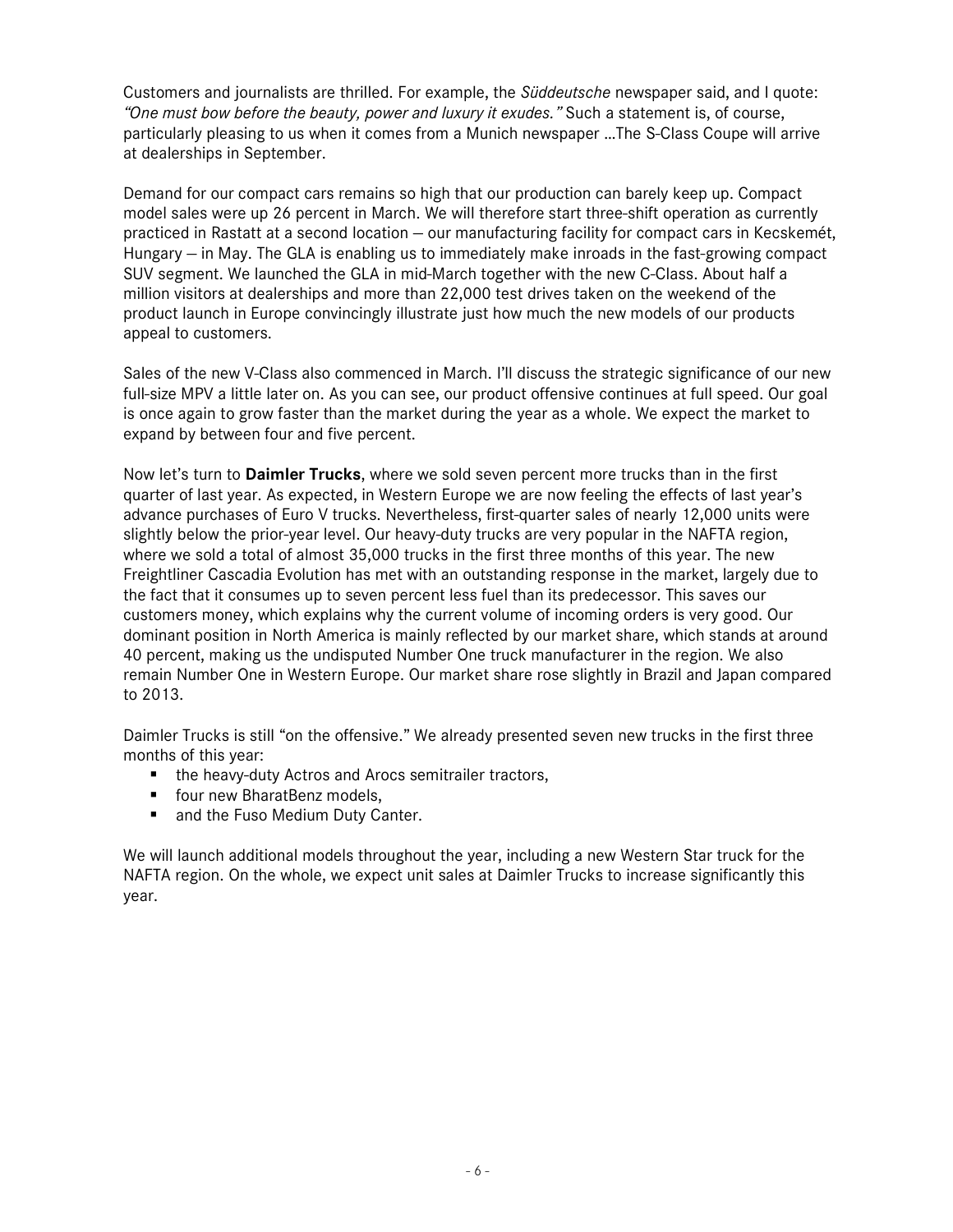Customers and journalists are thrilled. For example, the *Süddeutsche* newspaper said, and I quote: *"One must bow before the beauty, power and luxury it exudes."* Such a statement is, of course, particularly pleasing to us when it comes from a Munich newspaper …The S-Class Coupe will arrive at dealerships in September.

Demand for our compact cars remains so high that our production can barely keep up. Compact model sales were up 26 percent in March. We will therefore start three-shift operation as currently practiced in Rastatt at a second location – our manufacturing facility for compact cars in Kecskemét, Hungary – in May. The GLA is enabling us to immediately make inroads in the fast-growing compact SUV segment. We launched the GLA in mid-March together with the new C-Class. About half a million visitors at dealerships and more than 22,000 test drives taken on the weekend of the product launch in Europe convincingly illustrate just how much the new models of our products appeal to customers.

Sales of the new V-Class also commenced in March. I'll discuss the strategic significance of our new full-size MPV a little later on. As you can see, our product offensive continues at full speed. Our goal is once again to grow faster than the market during the year as a whole. We expect the market to expand by between four and five percent.

Now let's turn to **Daimler Trucks**, where we sold seven percent more trucks than in the first quarter of last year. As expected, in Western Europe we are now feeling the effects of last year's advance purchases of Euro V trucks. Nevertheless, first-quarter sales of nearly 12,000 units were slightly below the prior-year level. Our heavy-duty trucks are very popular in the NAFTA region, where we sold a total of almost 35,000 trucks in the first three months of this year. The new Freightliner Cascadia Evolution has met with an outstanding response in the market, largely due to the fact that it consumes up to seven percent less fuel than its predecessor. This saves our customers money, which explains why the current volume of incoming orders is very good. Our dominant position in North America is mainly reflected by our market share, which stands at around 40 percent, making us the undisputed Number One truck manufacturer in the region. We also remain Number One in Western Europe. Our market share rose slightly in Brazil and Japan compared to 2013.

Daimler Trucks is still "on the offensive." We already presented seven new trucks in the first three months of this year:

- the heavy-duty Actros and Arocs semitrailer tractors,
- four new BharatBenz models,
- and the Fuso Medium Duty Canter.

We will launch additional models throughout the year, including a new Western Star truck for the NAFTA region. On the whole, we expect unit sales at Daimler Trucks to increase significantly this year.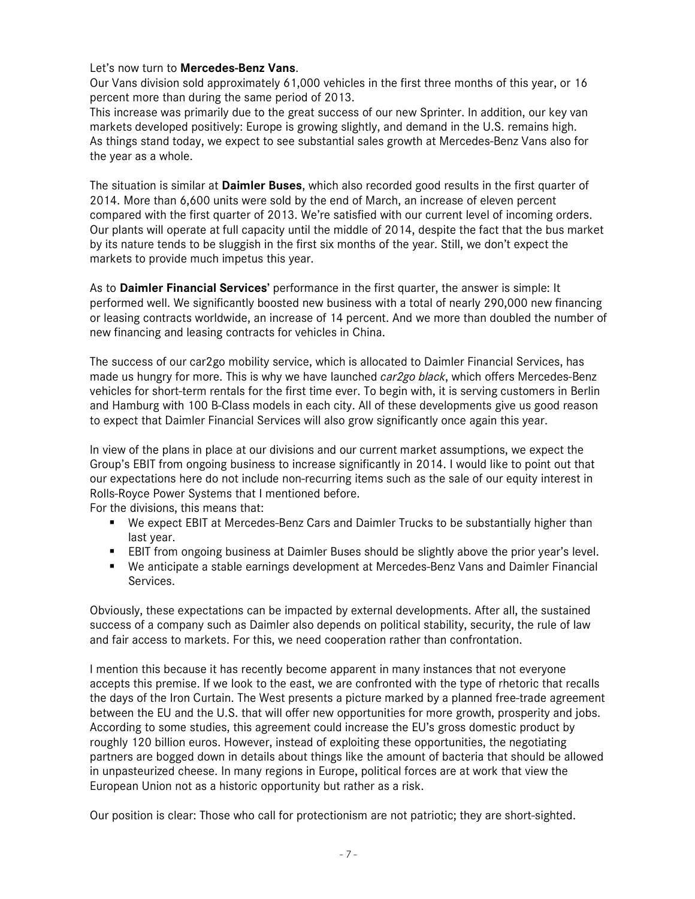Let's now turn to **Mercedes-Benz Vans**.
Our Vans division sold approximately 61,000 vehicles in the first three months of this year, or 16 percent more than during the same period of 2013.
This increase was primarily due to the great success of our new Sprinter. In addition, our key van markets developed positively: Europe is growing slightly, and demand in the U.S. remains high.
As things stand today, we expect to see substantial sales growth at Mercedes-Benz Vans also for the year as a whole.

The situation is similar at **Daimler Buses**, which also recorded good results in the first quarter of 2014. More than 6,600 units were sold by the end of March, an increase of eleven percent compared with the first quarter of 2013. We're satisfied with our current level of incoming orders. Our plants will operate at full capacity until the middle of 2014, despite the fact that the bus market by its nature tends to be sluggish in the first six months of the year. Still, we don't expect the markets to provide much impetus this year.

As to **Daimler Financial Services'** performance in the first quarter, the answer is simple: It performed well. We significantly boosted new business with a total of nearly 290,000 new financing or leasing contracts worldwide, an increase of 14 percent. And we more than doubled the number of new financing and leasing contracts for vehicles in China.

The success of our car2go mobility service, which is allocated to Daimler Financial Services, has made us hungry for more. This is why we have launched *car2go black*, which offers Mercedes-Benz vehicles for short-term rentals for the first time ever. To begin with, it is serving customers in Berlin and Hamburg with 100 B-Class models in each city. All of these developments give us good reason to expect that Daimler Financial Services will also grow significantly once again this year.

In view of the plans in place at our divisions and our current market assumptions, we expect the Group's EBIT from ongoing business to increase significantly in 2014. I would like to point out that our expectations here do not include non-recurring items such as the sale of our equity interest in Rolls-Royce Power Systems that I mentioned before.
For the divisions, this means that:

- We expect EBIT at Mercedes-Benz Cars and Daimler Trucks to be substantially higher than last year.
- EBIT from ongoing business at Daimler Buses should be slightly above the prior year's level.
- We anticipate a stable earnings development at Mercedes-Benz Vans and Daimler Financial Services.

Obviously, these expectations can be impacted by external developments. After all, the sustained success of a company such as Daimler also depends on political stability, security, the rule of law and fair access to markets. For this, we need cooperation rather than confrontation.

I mention this because it has recently become apparent in many instances that not everyone accepts this premise. If we look to the east, we are confronted with the type of rhetoric that recalls the days of the Iron Curtain. The West presents a picture marked by a planned free-trade agreement between the EU and the U.S. that will offer new opportunities for more growth, prosperity and jobs. According to some studies, this agreement could increase the EU's gross domestic product by roughly 120 billion euros. However, instead of exploiting these opportunities, the negotiating partners are bogged down in details about things like the amount of bacteria that should be allowed in unpasteurized cheese. In many regions in Europe, political forces are at work that view the European Union not as a historic opportunity but rather as a risk.

Our position is clear: Those who call for protectionism are not patriotic; they are short-sighted.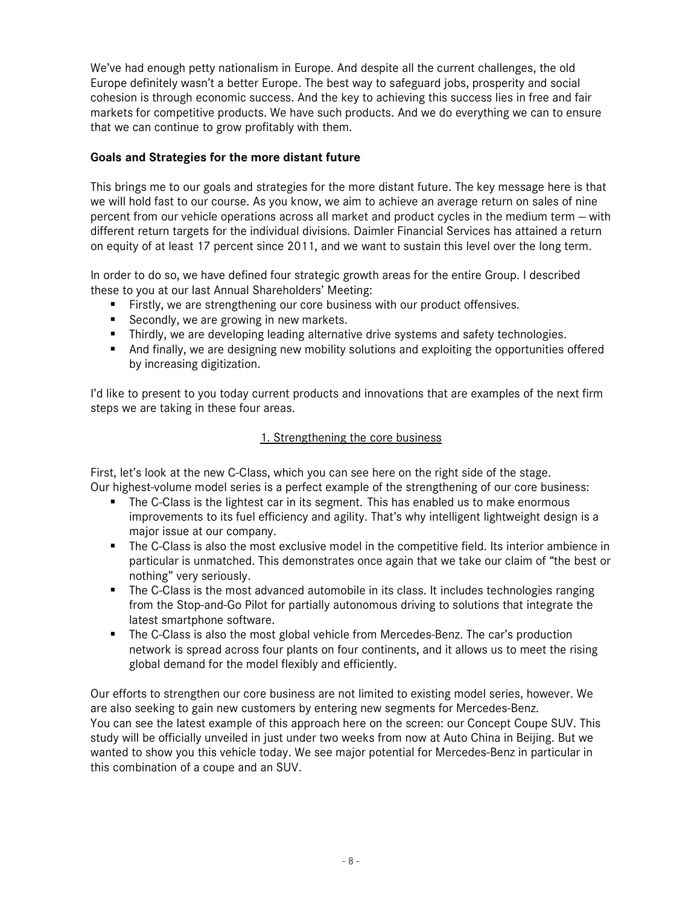We've had enough petty nationalism in Europe. And despite all the current challenges, the old Europe definitely wasn't a better Europe. The best way to safeguard jobs, prosperity and social cohesion is through economic success. And the key to achieving this success lies in free and fair markets for competitive products. We have such products. And we do everything we can to ensure that we can continue to grow profitably with them.

**Goals and Strategies for the more distant future**

This brings me to our goals and strategies for the more distant future. The key message here is that we will hold fast to our course. As you know, we aim to achieve an average return on sales of nine percent from our vehicle operations across all market and product cycles in the medium term – with different return targets for the individual divisions. Daimler Financial Services has attained a return on equity of at least 17 percent since 2011, and we want to sustain this level over the long term.

In order to do so, we have defined four strategic growth areas for the entire Group. I described these to you at our last Annual Shareholders' Meeting:

- Firstly, we are strengthening our core business with our product offensives.
- Secondly, we are growing in new markets.
- Thirdly, we are developing leading alternative drive systems and safety technologies.
- And finally, we are designing new mobility solutions and exploiting the opportunities offered by increasing digitization.

I'd like to present to you today current products and innovations that are examples of the next firm steps we are taking in these four areas.

<u>1. Strengthening the core business</u>

First, let's look at the new C-Class, which you can see here on the right side of the stage.
Our highest-volume model series is a perfect example of the strengthening of our core business:

- The C-Class is the lightest car in its segment. This has enabled us to make enormous improvements to its fuel efficiency and agility. That's why intelligent lightweight design is a major issue at our company.
- The C-Class is also the most exclusive model in the competitive field. Its interior ambience in particular is unmatched. This demonstrates once again that we take our claim of "the best or nothing" very seriously.
- The C-Class is the most advanced automobile in its class. It includes technologies ranging from the Stop-and-Go Pilot for partially autonomous driving to solutions that integrate the latest smartphone software.
- The C-Class is also the most global vehicle from Mercedes-Benz. The car's production network is spread across four plants on four continents, and it allows us to meet the rising global demand for the model flexibly and efficiently.

Our efforts to strengthen our core business are not limited to existing model series, however. We are also seeking to gain new customers by entering new segments for Mercedes-Benz.
You can see the latest example of this approach here on the screen: our Concept Coupe SUV. This study will be officially unveiled in just under two weeks from now at Auto China in Beijing. But we wanted to show you this vehicle today. We see major potential for Mercedes-Benz in particular in this combination of a coupe and an SUV.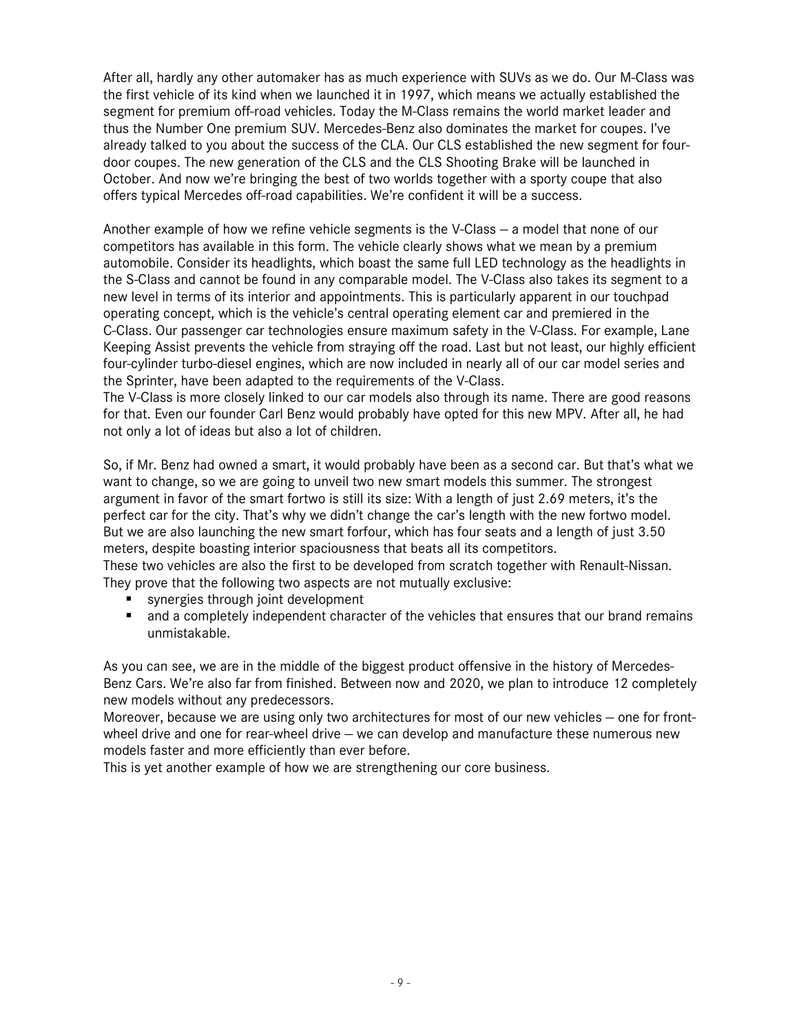After all, hardly any other automaker has as much experience with SUVs as we do. Our M-Class was the first vehicle of its kind when we launched it in 1997, which means we actually established the segment for premium off-road vehicles. Today the M-Class remains the world market leader and thus the Number One premium SUV. Mercedes-Benz also dominates the market for coupes. I've already talked to you about the success of the CLA. Our CLS established the new segment for four-door coupes. The new generation of the CLS and the CLS Shooting Brake will be launched in October. And now we're bringing the best of two worlds together with a sporty coupe that also offers typical Mercedes off-road capabilities. We're confident it will be a success.

Another example of how we refine vehicle segments is the V-Class – a model that none of our competitors has available in this form. The vehicle clearly shows what we mean by a premium automobile. Consider its headlights, which boast the same full LED technology as the headlights in the S-Class and cannot be found in any comparable model. The V-Class also takes its segment to a new level in terms of its interior and appointments. This is particularly apparent in our touchpad operating concept, which is the vehicle's central operating element car and premiered in the C-Class. Our passenger car technologies ensure maximum safety in the V-Class. For example, Lane Keeping Assist prevents the vehicle from straying off the road. Last but not least, our highly efficient four-cylinder turbo-diesel engines, which are now included in nearly all of our car model series and the Sprinter, have been adapted to the requirements of the V-Class.
The V-Class is more closely linked to our car models also through its name. There are good reasons for that. Even our founder Carl Benz would probably have opted for this new MPV. After all, he had not only a lot of ideas but also a lot of children.

So, if Mr. Benz had owned a smart, it would probably have been as a second car. But that's what we want to change, so we are going to unveil two new smart models this summer. The strongest argument in favor of the smart fortwo is still its size: With a length of just 2.69 meters, it's the perfect car for the city. That's why we didn't change the car's length with the new fortwo model. But we are also launching the new smart forfour, which has four seats and a length of just 3.50 meters, despite boasting interior spaciousness that beats all its competitors.
These two vehicles are also the first to be developed from scratch together with Renault-Nissan. They prove that the following two aspects are not mutually exclusive:

- synergies through joint development
- and a completely independent character of the vehicles that ensures that our brand remains unmistakable.

As you can see, we are in the middle of the biggest product offensive in the history of Mercedes-Benz Cars. We're also far from finished. Between now and 2020, we plan to introduce 12 completely new models without any predecessors.
Moreover, because we are using only two architectures for most of our new vehicles – one for front-wheel drive and one for rear-wheel drive – we can develop and manufacture these numerous new models faster and more efficiently than ever before.
This is yet another example of how we are strengthening our core business.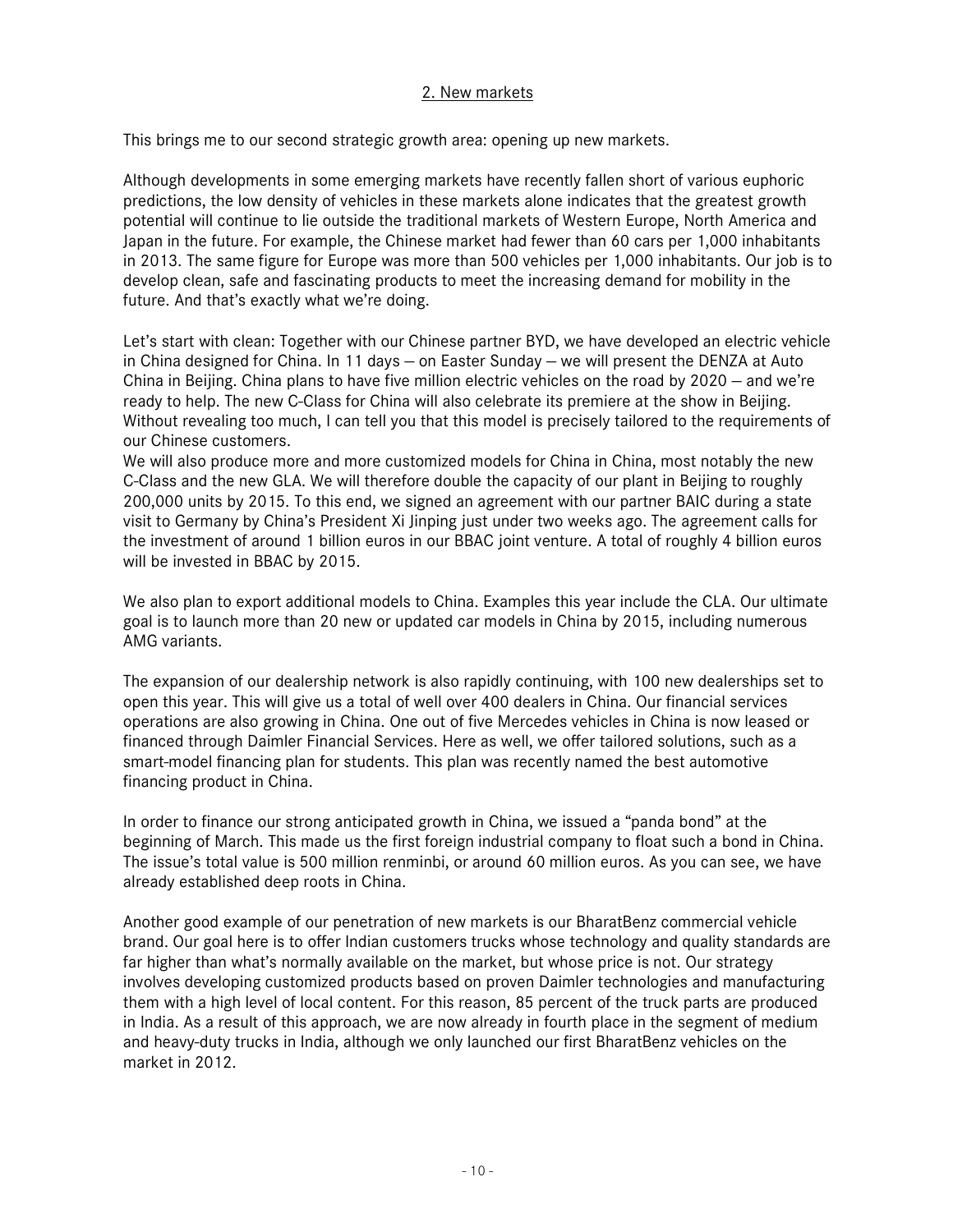## 2. New markets

This brings me to our second strategic growth area: opening up new markets.

Although developments in some emerging markets have recently fallen short of various euphoric predictions, the low density of vehicles in these markets alone indicates that the greatest growth potential will continue to lie outside the traditional markets of Western Europe, North America and Japan in the future. For example, the Chinese market had fewer than 60 cars per 1,000 inhabitants in 2013. The same figure for Europe was more than 500 vehicles per 1,000 inhabitants. Our job is to develop clean, safe and fascinating products to meet the increasing demand for mobility in the future. And that's exactly what we're doing.

Let's start with clean: Together with our Chinese partner BYD, we have developed an electric vehicle in China designed for China. In 11 days – on Easter Sunday – we will present the DENZA at Auto China in Beijing. China plans to have five million electric vehicles on the road by 2020 – and we're ready to help. The new C-Class for China will also celebrate its premiere at the show in Beijing. Without revealing too much, I can tell you that this model is precisely tailored to the requirements of our Chinese customers.

We will also produce more and more customized models for China in China, most notably the new C-Class and the new GLA. We will therefore double the capacity of our plant in Beijing to roughly 200,000 units by 2015. To this end, we signed an agreement with our partner BAIC during a state visit to Germany by China's President Xi Jinping just under two weeks ago. The agreement calls for the investment of around 1 billion euros in our BBAC joint venture. A total of roughly 4 billion euros will be invested in BBAC by 2015.

We also plan to export additional models to China. Examples this year include the CLA. Our ultimate goal is to launch more than 20 new or updated car models in China by 2015, including numerous AMG variants.

The expansion of our dealership network is also rapidly continuing, with 100 new dealerships set to open this year. This will give us a total of well over 400 dealers in China. Our financial services operations are also growing in China. One out of five Mercedes vehicles in China is now leased or financed through Daimler Financial Services. Here as well, we offer tailored solutions, such as a smart-model financing plan for students. This plan was recently named the best automotive financing product in China.

In order to finance our strong anticipated growth in China, we issued a "panda bond" at the beginning of March. This made us the first foreign industrial company to float such a bond in China. The issue's total value is 500 million renminbi, or around 60 million euros. As you can see, we have already established deep roots in China.

Another good example of our penetration of new markets is our BharatBenz commercial vehicle brand. Our goal here is to offer Indian customers trucks whose technology and quality standards are far higher than what's normally available on the market, but whose price is not. Our strategy involves developing customized products based on proven Daimler technologies and manufacturing them with a high level of local content. For this reason, 85 percent of the truck parts are produced in India. As a result of this approach, we are now already in fourth place in the segment of medium and heavy-duty trucks in India, although we only launched our first BharatBenz vehicles on the market in 2012.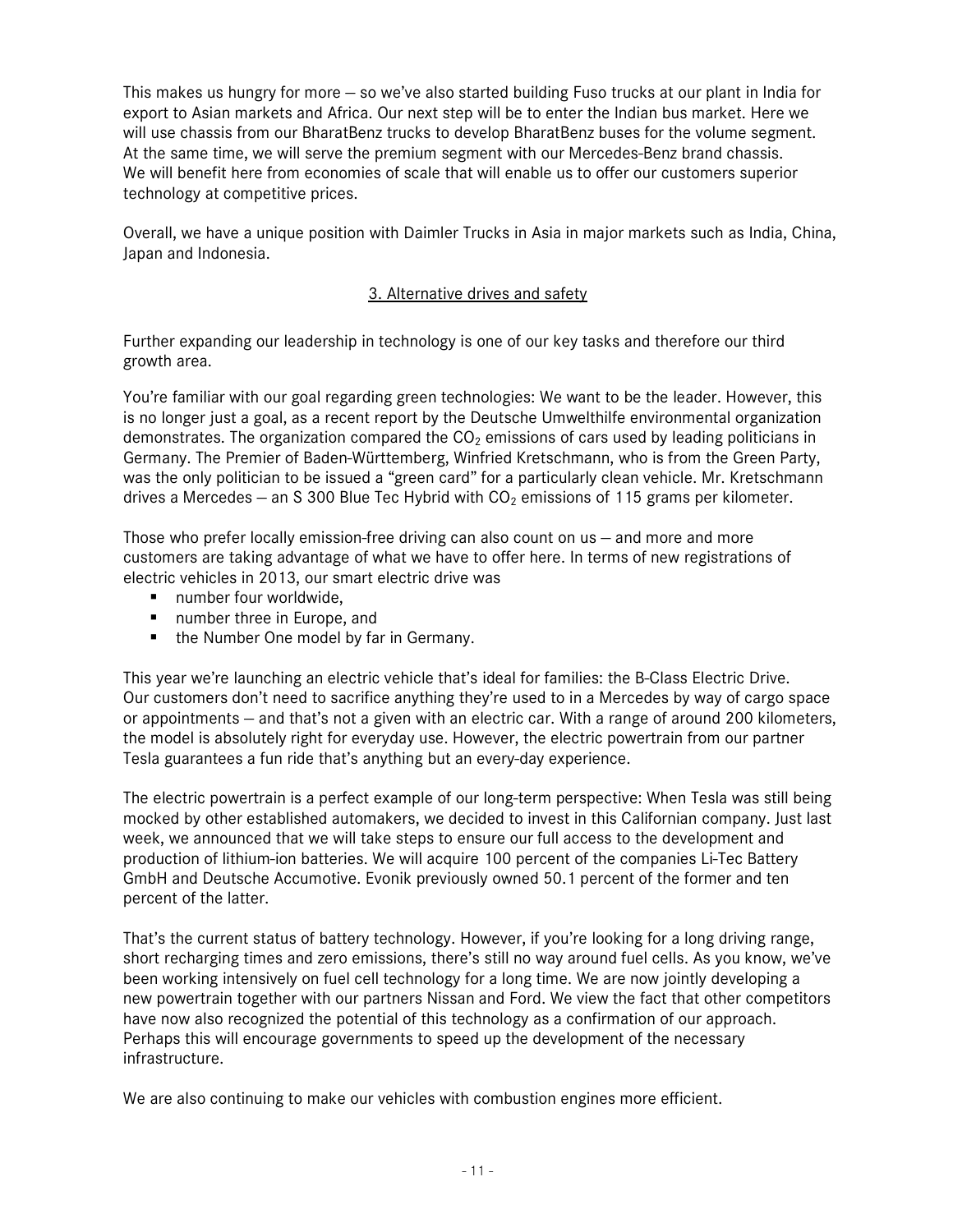This makes us hungry for more – so we've also started building Fuso trucks at our plant in India for export to Asian markets and Africa. Our next step will be to enter the Indian bus market. Here we will use chassis from our BharatBenz trucks to develop BharatBenz buses for the volume segment. At the same time, we will serve the premium segment with our Mercedes-Benz brand chassis. We will benefit here from economies of scale that will enable us to offer our customers superior technology at competitive prices.

Overall, we have a unique position with Daimler Trucks in Asia in major markets such as India, China, Japan and Indonesia.

## 3. Alternative drives and safety

Further expanding our leadership in technology is one of our key tasks and therefore our third growth area.

You're familiar with our goal regarding green technologies: We want to be the leader. However, this is no longer just a goal, as a recent report by the Deutsche Umwelthilfe environmental organization demonstrates. The organization compared the $CO_2$ emissions of cars used by leading politicians in Germany. The Premier of Baden-Württemberg, Winfried Kretschmann, who is from the Green Party, was the only politician to be issued a "green card" for a particularly clean vehicle. Mr. Kretschmann drives a Mercedes – an S 300 Blue Tec Hybrid with $CO_2$ emissions of 115 grams per kilometer.

Those who prefer locally emission-free driving can also count on us – and more and more customers are taking advantage of what we have to offer here. In terms of new registrations of electric vehicles in 2013, our smart electric drive was

- number four worldwide,
- number three in Europe, and
- the Number One model by far in Germany.

This year we're launching an electric vehicle that's ideal for families: the B-Class Electric Drive. Our customers don't need to sacrifice anything they're used to in a Mercedes by way of cargo space or appointments – and that's not a given with an electric car. With a range of around 200 kilometers, the model is absolutely right for everyday use. However, the electric powertrain from our partner Tesla guarantees a fun ride that's anything but an every-day experience.

The electric powertrain is a perfect example of our long-term perspective: When Tesla was still being mocked by other established automakers, we decided to invest in this Californian company. Just last week, we announced that we will take steps to ensure our full access to the development and production of lithium-ion batteries. We will acquire 100 percent of the companies Li-Tec Battery GmbH and Deutsche Accumotive. Evonik previously owned 50.1 percent of the former and ten percent of the latter.

That's the current status of battery technology. However, if you're looking for a long driving range, short recharging times and zero emissions, there's still no way around fuel cells. As you know, we've been working intensively on fuel cell technology for a long time. We are now jointly developing a new powertrain together with our partners Nissan and Ford. We view the fact that other competitors have now also recognized the potential of this technology as a confirmation of our approach. Perhaps this will encourage governments to speed up the development of the necessary infrastructure.

We are also continuing to make our vehicles with combustion engines more efficient.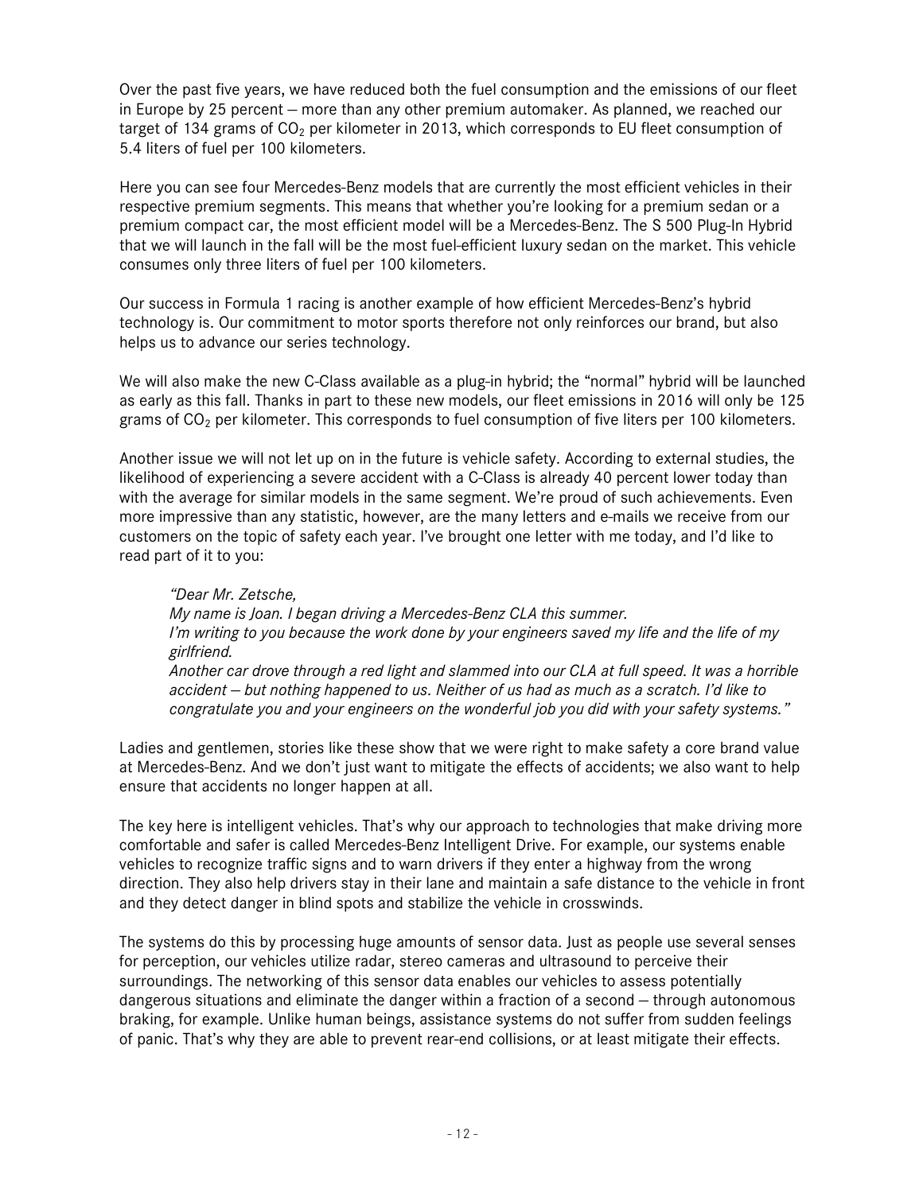Over the past five years, we have reduced both the fuel consumption and the emissions of our fleet in Europe by 25 percent – more than any other premium automaker. As planned, we reached our target of 134 grams of $CO_2$ per kilometer in 2013, which corresponds to EU fleet consumption of 5.4 liters of fuel per 100 kilometers.

Here you can see four Mercedes-Benz models that are currently the most efficient vehicles in their respective premium segments. This means that whether you're looking for a premium sedan or a premium compact car, the most efficient model will be a Mercedes-Benz. The S 500 Plug-In Hybrid that we will launch in the fall will be the most fuel-efficient luxury sedan on the market. This vehicle consumes only three liters of fuel per 100 kilometers.

Our success in Formula 1 racing is another example of how efficient Mercedes-Benz's hybrid technology is. Our commitment to motor sports therefore not only reinforces our brand, but also helps us to advance our series technology.

We will also make the new C-Class available as a plug-in hybrid; the "normal" hybrid will be launched as early as this fall. Thanks in part to these new models, our fleet emissions in 2016 will only be 125 grams of $CO_2$ per kilometer. This corresponds to fuel consumption of five liters per 100 kilometers.

Another issue we will not let up on in the future is vehicle safety. According to external studies, the likelihood of experiencing a severe accident with a C-Class is already 40 percent lower today than with the average for similar models in the same segment. We're proud of such achievements. Even more impressive than any statistic, however, are the many letters and e-mails we receive from our customers on the topic of safety each year. I've brought one letter with me today, and I'd like to read part of it to you:

> *"Dear Mr. Zetsche,*
> *My name is Joan. I began driving a Mercedes-Benz CLA this summer.*
> *I'm writing to you because the work done by your engineers saved my life and the life of my girlfriend.*
> *Another car drove through a red light and slammed into our CLA at full speed. It was a horrible accident – but nothing happened to us. Neither of us had as much as a scratch. I'd like to congratulate you and your engineers on the wonderful job you did with your safety systems."*

Ladies and gentlemen, stories like these show that we were right to make safety a core brand value at Mercedes-Benz. And we don't just want to mitigate the effects of accidents; we also want to help ensure that accidents no longer happen at all.

The key here is intelligent vehicles. That's why our approach to technologies that make driving more comfortable and safer is called Mercedes-Benz Intelligent Drive. For example, our systems enable vehicles to recognize traffic signs and to warn drivers if they enter a highway from the wrong direction. They also help drivers stay in their lane and maintain a safe distance to the vehicle in front and they detect danger in blind spots and stabilize the vehicle in crosswinds.

The systems do this by processing huge amounts of sensor data. Just as people use several senses for perception, our vehicles utilize radar, stereo cameras and ultrasound to perceive their surroundings. The networking of this sensor data enables our vehicles to assess potentially dangerous situations and eliminate the danger within a fraction of a second – through autonomous braking, for example. Unlike human beings, assistance systems do not suffer from sudden feelings of panic. That's why they are able to prevent rear-end collisions, or at least mitigate their effects.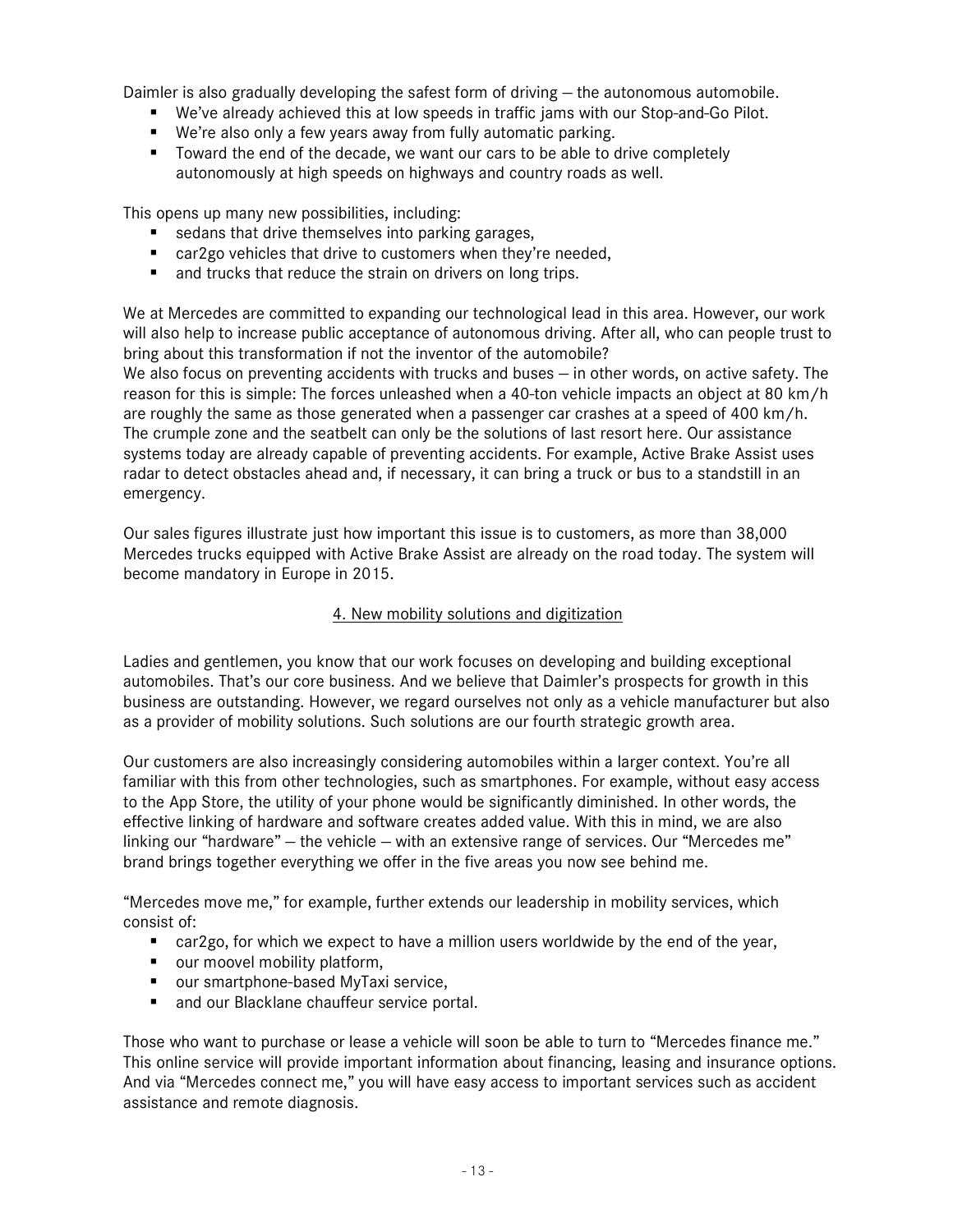Daimler is also gradually developing the safest form of driving – the autonomous automobile.

- We've already achieved this at low speeds in traffic jams with our Stop-and-Go Pilot.
- We're also only a few years away from fully automatic parking.
- Toward the end of the decade, we want our cars to be able to drive completely autonomously at high speeds on highways and country roads as well.

This opens up many new possibilities, including:

- sedans that drive themselves into parking garages,
- car2go vehicles that drive to customers when they're needed,
- and trucks that reduce the strain on drivers on long trips.

We at Mercedes are committed to expanding our technological lead in this area. However, our work will also help to increase public acceptance of autonomous driving. After all, who can people trust to bring about this transformation if not the inventor of the automobile?
We also focus on preventing accidents with trucks and buses – in other words, on active safety. The reason for this is simple: The forces unleashed when a 40-ton vehicle impacts an object at 80 km/h are roughly the same as those generated when a passenger car crashes at a speed of 400 km/h. The crumple zone and the seatbelt can only be the solutions of last resort here. Our assistance systems today are already capable of preventing accidents. For example, Active Brake Assist uses radar to detect obstacles ahead and, if necessary, it can bring a truck or bus to a standstill in an emergency.

Our sales figures illustrate just how important this issue is to customers, as more than 38,000 Mercedes trucks equipped with Active Brake Assist are already on the road today. The system will become mandatory in Europe in 2015.

## 4. New mobility solutions and digitization

Ladies and gentlemen, you know that our work focuses on developing and building exceptional automobiles. That's our core business. And we believe that Daimler's prospects for growth in this business are outstanding. However, we regard ourselves not only as a vehicle manufacturer but also as a provider of mobility solutions. Such solutions are our fourth strategic growth area.

Our customers are also increasingly considering automobiles within a larger context. You're all familiar with this from other technologies, such as smartphones. For example, without easy access to the App Store, the utility of your phone would be significantly diminished. In other words, the effective linking of hardware and software creates added value. With this in mind, we are also linking our "hardware" – the vehicle – with an extensive range of services. Our "Mercedes me" brand brings together everything we offer in the five areas you now see behind me.

"Mercedes move me," for example, further extends our leadership in mobility services, which consist of:

- car2go, for which we expect to have a million users worldwide by the end of the year,
- our moovel mobility platform,
- our smartphone-based MyTaxi service,
- and our Blacklane chauffeur service portal.

Those who want to purchase or lease a vehicle will soon be able to turn to "Mercedes finance me." This online service will provide important information about financing, leasing and insurance options. And via "Mercedes connect me," you will have easy access to important services such as accident assistance and remote diagnosis.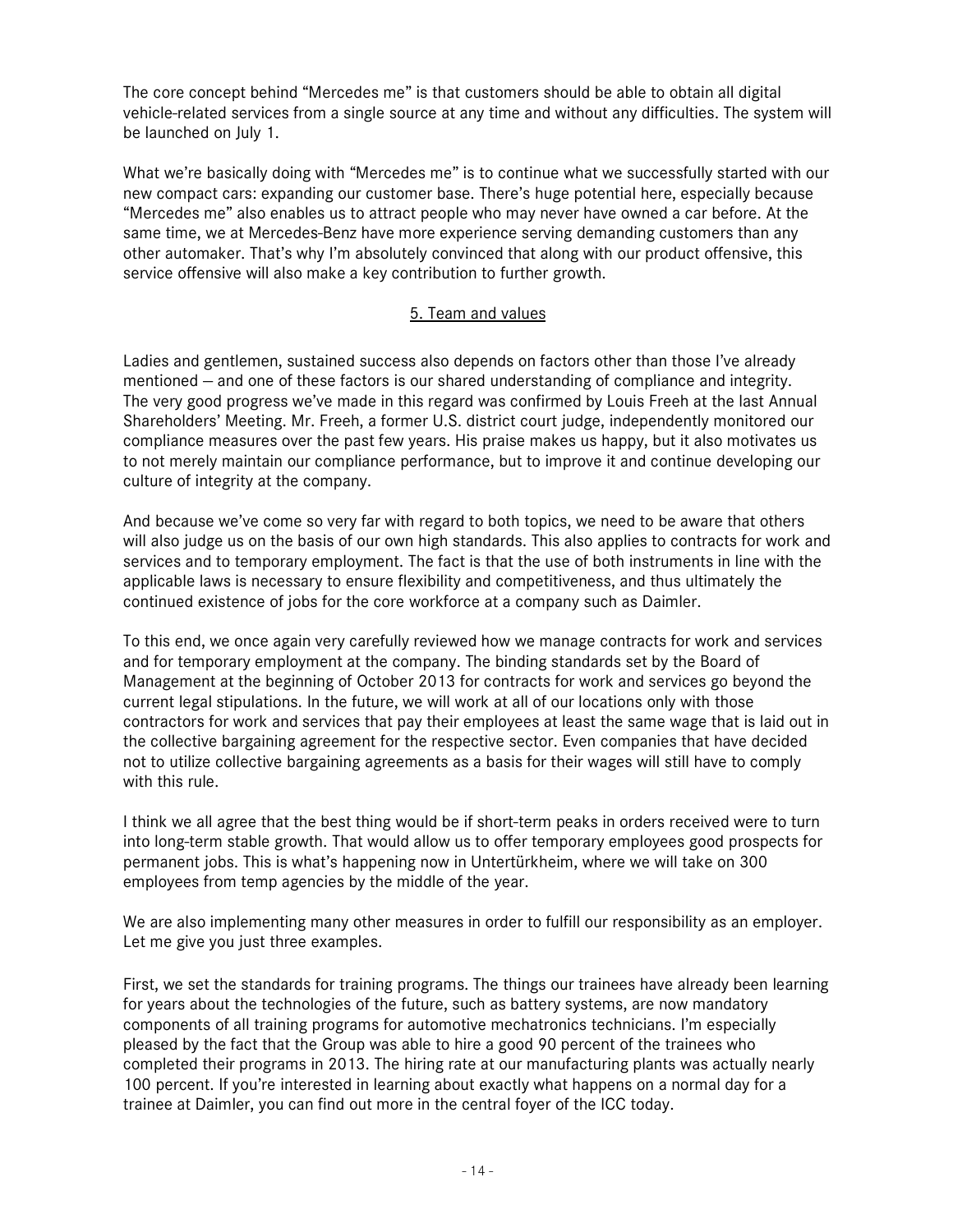The core concept behind “Mercedes me” is that customers should be able to obtain all digital vehicle-related services from a single source at any time and without any difficulties. The system will be launched on July 1.

What we’re basically doing with “Mercedes me” is to continue what we successfully started with our new compact cars: expanding our customer base. There’s huge potential here, especially because “Mercedes me” also enables us to attract people who may never have owned a car before. At the same time, we at Mercedes-Benz have more experience serving demanding customers than any other automaker. That’s why I’m absolutely convinced that along with our product offensive, this service offensive will also make a key contribution to further growth.

## 5. Team and values

Ladies and gentlemen, sustained success also depends on factors other than those I’ve already mentioned – and one of these factors is our shared understanding of compliance and integrity. The very good progress we’ve made in this regard was confirmed by Louis Freeh at the last Annual Shareholders’ Meeting. Mr. Freeh, a former U.S. district court judge, independently monitored our compliance measures over the past few years. His praise makes us happy, but it also motivates us to not merely maintain our compliance performance, but to improve it and continue developing our culture of integrity at the company.

And because we’ve come so very far with regard to both topics, we need to be aware that others will also judge us on the basis of our own high standards. This also applies to contracts for work and services and to temporary employment. The fact is that the use of both instruments in line with the applicable laws is necessary to ensure flexibility and competitiveness, and thus ultimately the continued existence of jobs for the core workforce at a company such as Daimler.

To this end, we once again very carefully reviewed how we manage contracts for work and services and for temporary employment at the company. The binding standards set by the Board of Management at the beginning of October 2013 for contracts for work and services go beyond the current legal stipulations. In the future, we will work at all of our locations only with those contractors for work and services that pay their employees at least the same wage that is laid out in the collective bargaining agreement for the respective sector. Even companies that have decided not to utilize collective bargaining agreements as a basis for their wages will still have to comply with this rule.

I think we all agree that the best thing would be if short-term peaks in orders received were to turn into long-term stable growth. That would allow us to offer temporary employees good prospects for permanent jobs. This is what’s happening now in Untertürkheim, where we will take on 300 employees from temp agencies by the middle of the year.

We are also implementing many other measures in order to fulfill our responsibility as an employer. Let me give you just three examples.

First, we set the standards for training programs. The things our trainees have already been learning for years about the technologies of the future, such as battery systems, are now mandatory components of all training programs for automotive mechatronics technicians. I’m especially pleased by the fact that the Group was able to hire a good 90 percent of the trainees who completed their programs in 2013. The hiring rate at our manufacturing plants was actually nearly 100 percent. If you’re interested in learning about exactly what happens on a normal day for a trainee at Daimler, you can find out more in the central foyer of the ICC today.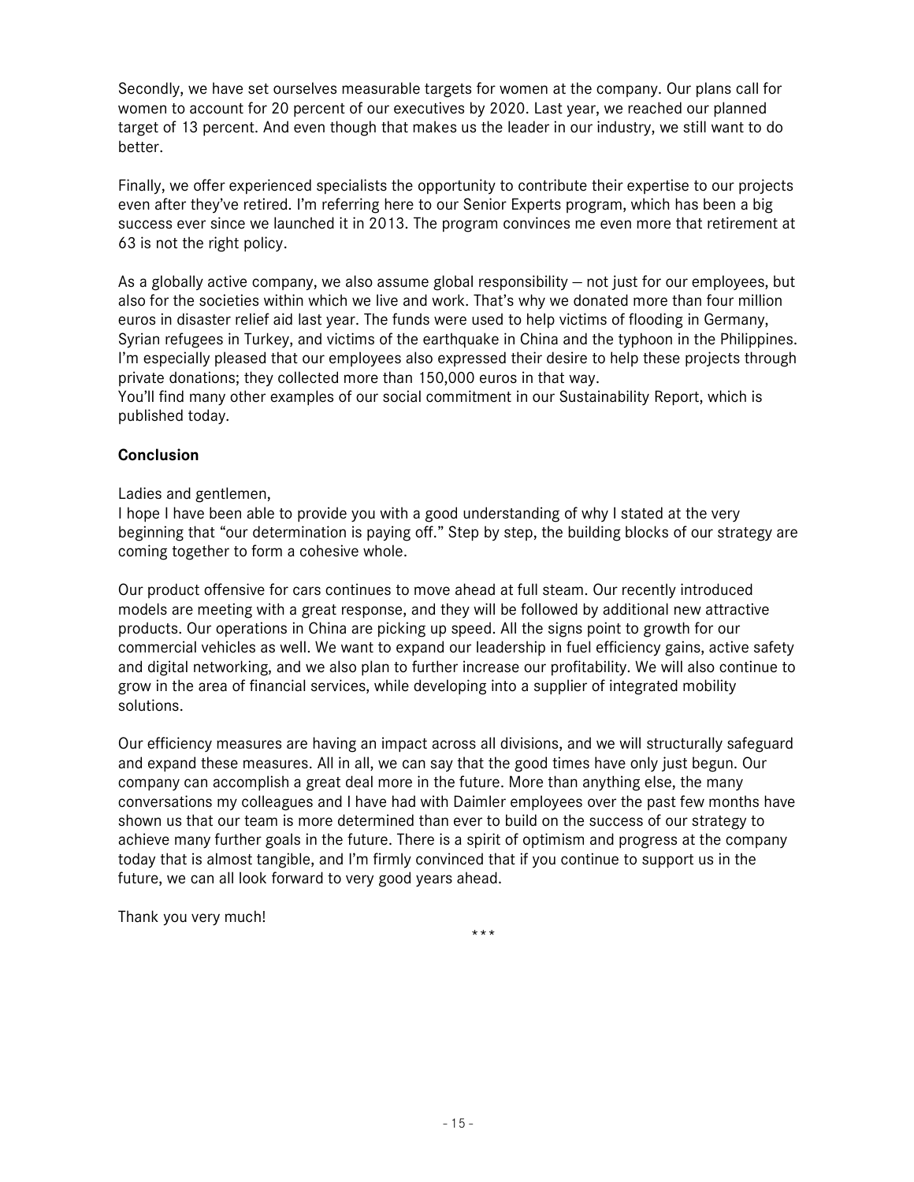Secondly, we have set ourselves measurable targets for women at the company. Our plans call for women to account for 20 percent of our executives by 2020. Last year, we reached our planned target of 13 percent. And even though that makes us the leader in our industry, we still want to do better.

Finally, we offer experienced specialists the opportunity to contribute their expertise to our projects even after they've retired. I'm referring here to our Senior Experts program, which has been a big success ever since we launched it in 2013. The program convinces me even more that retirement at 63 is not the right policy.

As a globally active company, we also assume global responsibility – not just for our employees, but also for the societies within which we live and work. That's why we donated more than four million euros in disaster relief aid last year. The funds were used to help victims of flooding in Germany, Syrian refugees in Turkey, and victims of the earthquake in China and the typhoon in the Philippines. I'm especially pleased that our employees also expressed their desire to help these projects through private donations; they collected more than 150,000 euros in that way.
You'll find many other examples of our social commitment in our Sustainability Report, which is published today.

**Conclusion**

Ladies and gentlemen,
I hope I have been able to provide you with a good understanding of why I stated at the very beginning that "our determination is paying off." Step by step, the building blocks of our strategy are coming together to form a cohesive whole.

Our product offensive for cars continues to move ahead at full steam. Our recently introduced models are meeting with a great response, and they will be followed by additional new attractive products. Our operations in China are picking up speed. All the signs point to growth for our commercial vehicles as well. We want to expand our leadership in fuel efficiency gains, active safety and digital networking, and we also plan to further increase our profitability. We will also continue to grow in the area of financial services, while developing into a supplier of integrated mobility solutions.

Our efficiency measures are having an impact across all divisions, and we will structurally safeguard and expand these measures. All in all, we can say that the good times have only just begun. Our company can accomplish a great deal more in the future. More than anything else, the many conversations my colleagues and I have had with Daimler employees over the past few months have shown us that our team is more determined than ever to build on the success of our strategy to achieve many further goals in the future. There is a spirit of optimism and progress at the company today that is almost tangible, and I'm firmly convinced that if you continue to support us in the future, we can all look forward to very good years ahead.

Thank you very much!

***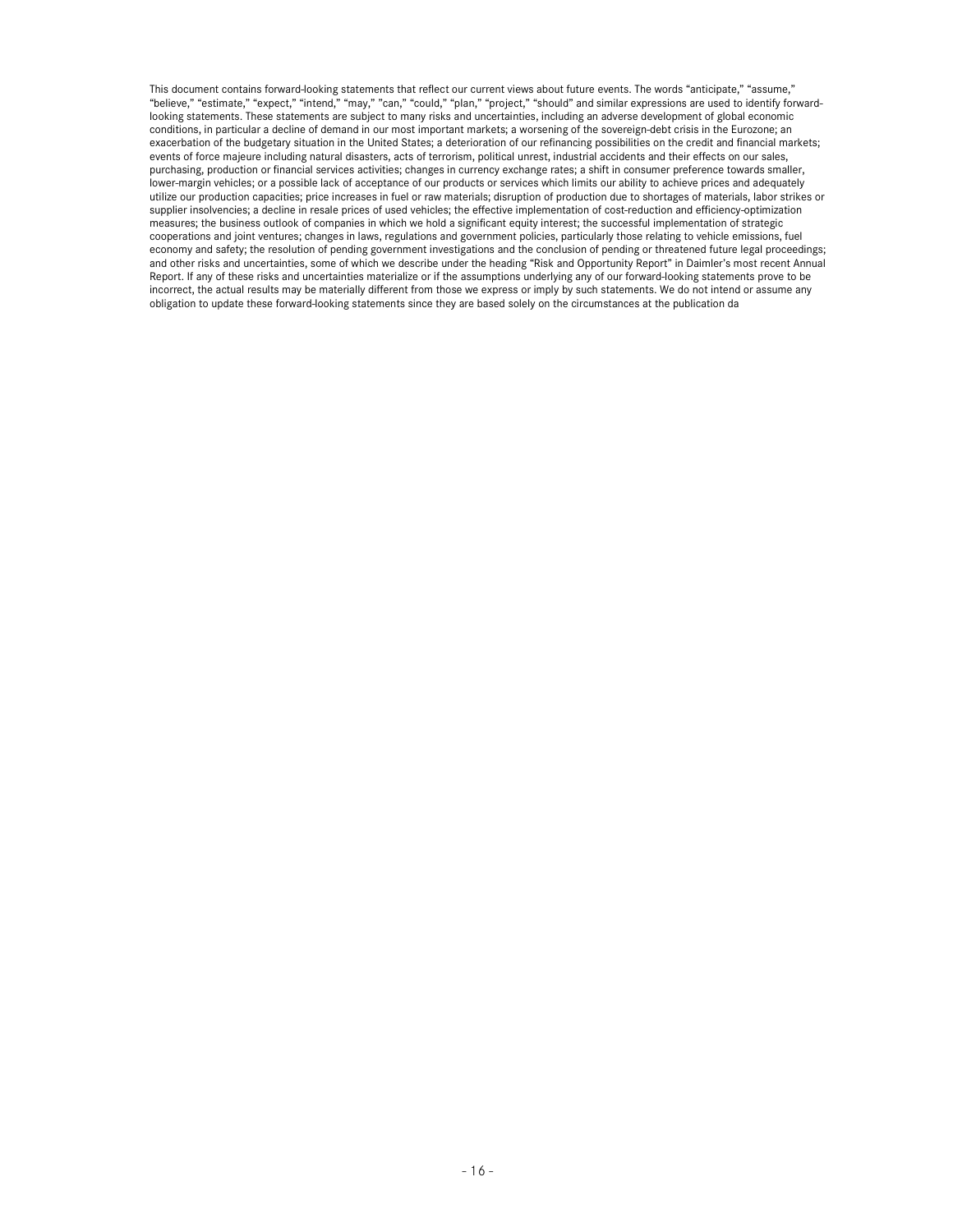This document contains forward-looking statements that reflect our current views about future events. The words "anticipate," "assume," "believe," "estimate," "expect," "intend," "may," "can," "could," "plan," "project," "should" and similar expressions are used to identify forward-looking statements. These statements are subject to many risks and uncertainties, including an adverse development of global economic conditions, in particular a decline of demand in our most important markets; a worsening of the sovereign-debt crisis in the Eurozone; an exacerbation of the budgetary situation in the United States; a deterioration of our refinancing possibilities on the credit and financial markets; events of force majeure including natural disasters, acts of terrorism, political unrest, industrial accidents and their effects on our sales, purchasing, production or financial services activities; changes in currency exchange rates; a shift in consumer preference towards smaller, lower-margin vehicles; or a possible lack of acceptance of our products or services which limits our ability to achieve prices and adequately utilize our production capacities; price increases in fuel or raw materials; disruption of production due to shortages of materials, labor strikes or supplier insolvencies; a decline in resale prices of used vehicles; the effective implementation of cost-reduction and efficiency-optimization measures; the business outlook of companies in which we hold a significant equity interest; the successful implementation of strategic cooperations and joint ventures; changes in laws, regulations and government policies, particularly those relating to vehicle emissions, fuel economy and safety; the resolution of pending government investigations and the conclusion of pending or threatened future legal proceedings; and other risks and uncertainties, some of which we describe under the heading "Risk and Opportunity Report" in Daimler's most recent Annual Report. If any of these risks and uncertainties materialize or if the assumptions underlying any of our forward-looking statements prove to be incorrect, the actual results may be materially different from those we express or imply by such statements. We do not intend or assume any obligation to update these forward-looking statements since they are based solely on the circumstances at the publication da